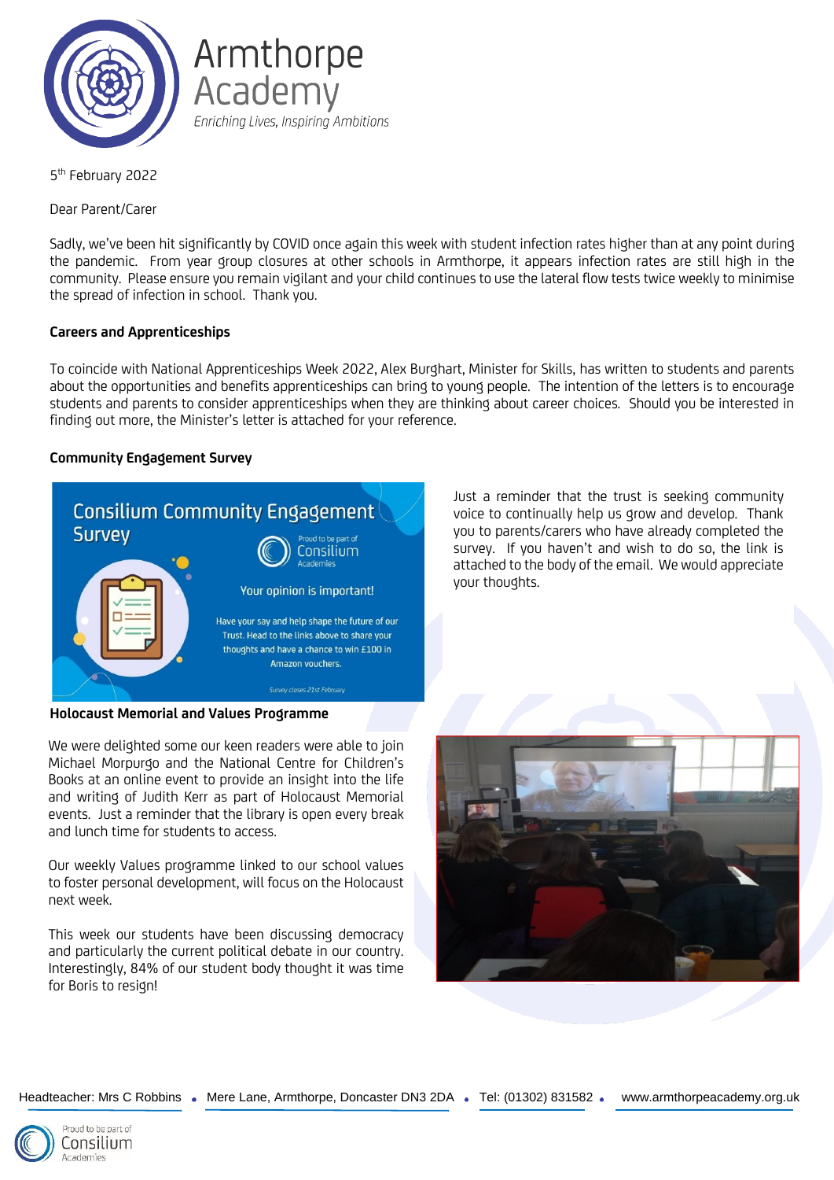# Armthorpe Academy

*Enriching Lives, Inspiring Ambitions*

5th February 2022

Dear Parent/Carer

Sadly, we've been hit significantly by COVID once again this week with student infection rates higher than at any point during the pandemic. From year group closures at other schools in Armthorpe, it appears infection rates are still high in the community. Please ensure you remain vigilant and your child continues to use the lateral flow tests twice weekly to minimise the spread of infection in school. Thank you.

**Careers and Apprenticeships**

To coincide with National Apprenticeships Week 2022, Alex Burghart, Minister for Skills, has written to students and parents about the opportunities and benefits apprenticeships can bring to young people. The intention of the letters is to encourage students and parents to consider apprenticeships when they are thinking about career choices. Should you be interested in finding out more, the Minister's letter is attached for your reference.

**Community Engagement Survey**

Consilium Community Engagement Survey

Proud to be part of Consilium Academies

Your opinion is important!

Have your say and help shape the future of our Trust. Head to the links above to share your thoughts and have a chance to win £100 in Amazon vouchers.

Survey closes 21st February

Just a reminder that the trust is seeking community voice to continually help us grow and develop. Thank you to parents/carers who have already completed the survey. If you haven't and wish to do so, the link is attached to the body of the email. We would appreciate your thoughts.

**Holocaust Memorial and Values Programme**

We were delighted some our keen readers were able to join Michael Morpurgo and the National Centre for Children's Books at an online event to provide an insight into the life and writing of Judith Kerr as part of Holocaust Memorial events. Just a reminder that the library is open every break and lunch time for students to access.

Our weekly Values programme linked to our school values to foster personal development, will focus on the Holocaust next week.

This week our students have been discussing democracy and particularly the current political debate in our country. Interestingly, 84% of our student body thought it was time for Boris to resign!

Headteacher: Mrs C Robbins • Mere Lane, Armthorpe, Doncaster DN3 2DA • Tel: (01302) 831582 • www.armthorpeacademy.org.uk

Proud to be part of Consilium Academies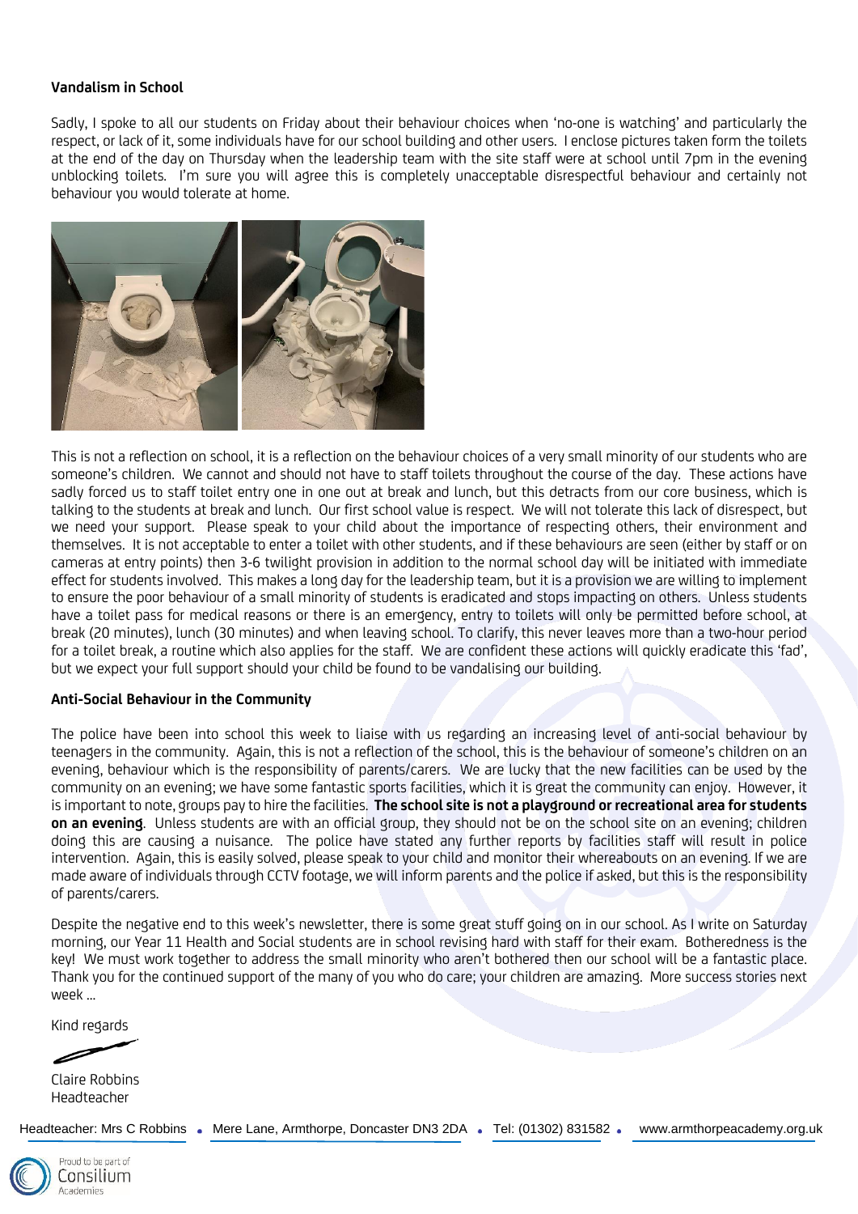## Vandalism in School

Sadly, I spoke to all our students on Friday about their behaviour choices when 'no-one is watching' and particularly the respect, or lack of it, some individuals have for our school building and other users. I enclose pictures taken form the toilets at the end of the day on Thursday when the leadership team with the site staff were at school until 7pm in the evening unblocking toilets. I'm sure you will agree this is completely unacceptable disrespectful behaviour and certainly not behaviour you would tolerate at home.

This is not a reflection on school, it is a reflection on the behaviour choices of a very small minority of our students who are someone's children. We cannot and should not have to staff toilets throughout the course of the day. These actions have sadly forced us to staff toilet entry one in one out at break and lunch, but this detracts from our core business, which is talking to the students at break and lunch. Our first school value is respect. We will not tolerate this lack of disrespect, but we need your support. Please speak to your child about the importance of respecting others, their environment and themselves. It is not acceptable to enter a toilet with other students, and if these behaviours are seen (either by staff or on cameras at entry points) then 3-6 twilight provision in addition to the normal school day will be initiated with immediate effect for students involved. This makes a long day for the leadership team, but it is a provision we are willing to implement to ensure the poor behaviour of a small minority of students is eradicated and stops impacting on others. Unless students have a toilet pass for medical reasons or there is an emergency, entry to toilets will only be permitted before school, at break (20 minutes), lunch (30 minutes) and when leaving school. To clarify, this never leaves more than a two-hour period for a toilet break, a routine which also applies for the staff. We are confident these actions will quickly eradicate this 'fad', but we expect your full support should your child be found to be vandalising our building.

## Anti-Social Behaviour in the Community

The police have been into school this week to liaise with us regarding an increasing level of anti-social behaviour by teenagers in the community. Again, this is not a reflection of the school, this is the behaviour of someone's children on an evening, behaviour which is the responsibility of parents/carers. We are lucky that the new facilities can be used by the community on an evening; we have some fantastic sports facilities, which it is great the community can enjoy. However, it is important to note, groups pay to hire the facilities. **The school site is not a playground or recreational area for students on an evening**. Unless students are with an official group, they should not be on the school site on an evening; children doing this are causing a nuisance. The police have stated any further reports by facilities staff will result in police intervention. Again, this is easily solved, please speak to your child and monitor their whereabouts on an evening. If we are made aware of individuals through CCTV footage, we will inform parents and the police if asked, but this is the responsibility of parents/carers.

Despite the negative end to this week's newsletter, there is some great stuff going on in our school. As I write on Saturday morning, our Year 11 Health and Social students are in school revising hard with staff for their exam. Botheredness is the key! We must work together to address the small minority who aren't bothered then our school will be a fantastic place. Thank you for the continued support of the many of you who do care; your children are amazing. More success stories next week …

Kind regards

Claire Robbins
Headteacher

Headteacher: Mrs C Robbins • Mere Lane, Armthorpe, Doncaster DN3 2DA • Tel: (01302) 831582 • www.armthorpeacademy.org.uk

Proud to be part of Consilium Academies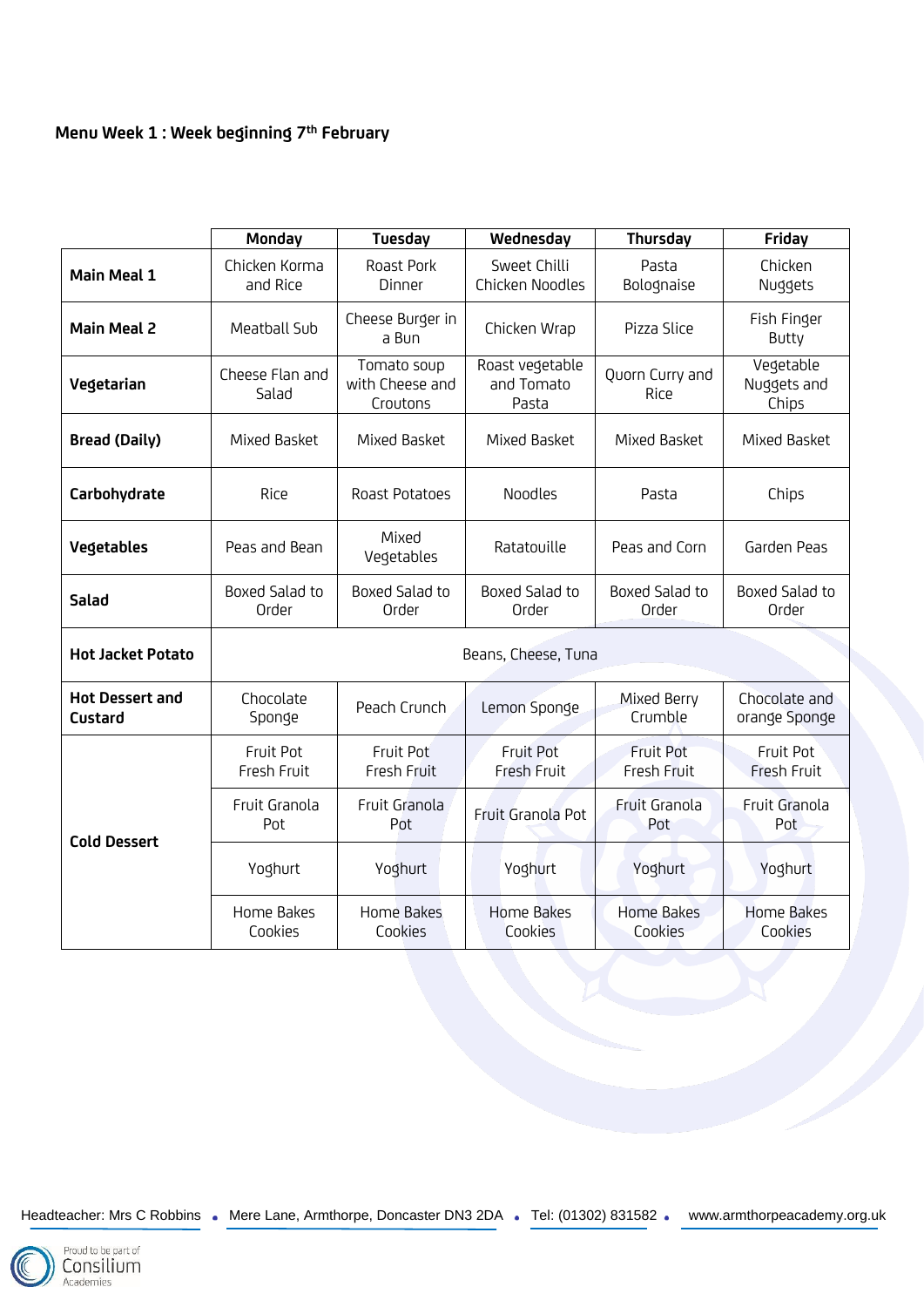**Menu Week 1 : Week beginning 7th February**

| | Monday | Tuesday | Wednesday | Thursday | Friday |
|---|---|---|---|---|---|
| **Main Meal 1** | Chicken Korma and Rice | Roast Pork Dinner | Sweet Chilli Chicken Noodles | Pasta Bolognaise | Chicken Nuggets |
| **Main Meal 2** | Meatball Sub | Cheese Burger in a Bun | Chicken Wrap | Pizza Slice | Fish Finger Butty |
| **Vegetarian** | Cheese Flan and Salad | Tomato soup with Cheese and Croutons | Roast vegetable and Tomato Pasta | Quorn Curry and Rice | Vegetable Nuggets and Chips |
| **Bread (Daily)** | Mixed Basket | Mixed Basket | Mixed Basket | Mixed Basket | Mixed Basket |
| **Carbohydrate** | Rice | Roast Potatoes | Noodles | Pasta | Chips |
| **Vegetables** | Peas and Bean | Mixed Vegetables | Ratatouille | Peas and Corn | Garden Peas |
| **Salad** | Boxed Salad to Order | Boxed Salad to Order | Boxed Salad to Order | Boxed Salad to Order | Boxed Salad to Order |
| **Hot Jacket Potato** | Beans, Cheese, Tuna | | | | |
| **Hot Dessert and Custard** | Chocolate Sponge | Peach Crunch | Lemon Sponge | Mixed Berry Crumble | Chocolate and orange Sponge |
| **Cold Dessert** | Fruit Pot Fresh Fruit | Fruit Pot Fresh Fruit | Fruit Pot Fresh Fruit | Fruit Pot Fresh Fruit | Fruit Pot Fresh Fruit |
| | Fruit Granola Pot | Fruit Granola Pot | Fruit Granola Pot | Fruit Granola Pot | Fruit Granola Pot |
| | Yoghurt | Yoghurt | Yoghurt | Yoghurt | Yoghurt |
| | Home Bakes Cookies | Home Bakes Cookies | Home Bakes Cookies | Home Bakes Cookies | Home Bakes Cookies |

Headteacher: Mrs C Robbins • Mere Lane, Armthorpe, Doncaster DN3 2DA • Tel: (01302) 831582 • www.armthorpeacademy.org.uk

Proud to be part of Consilium Academies